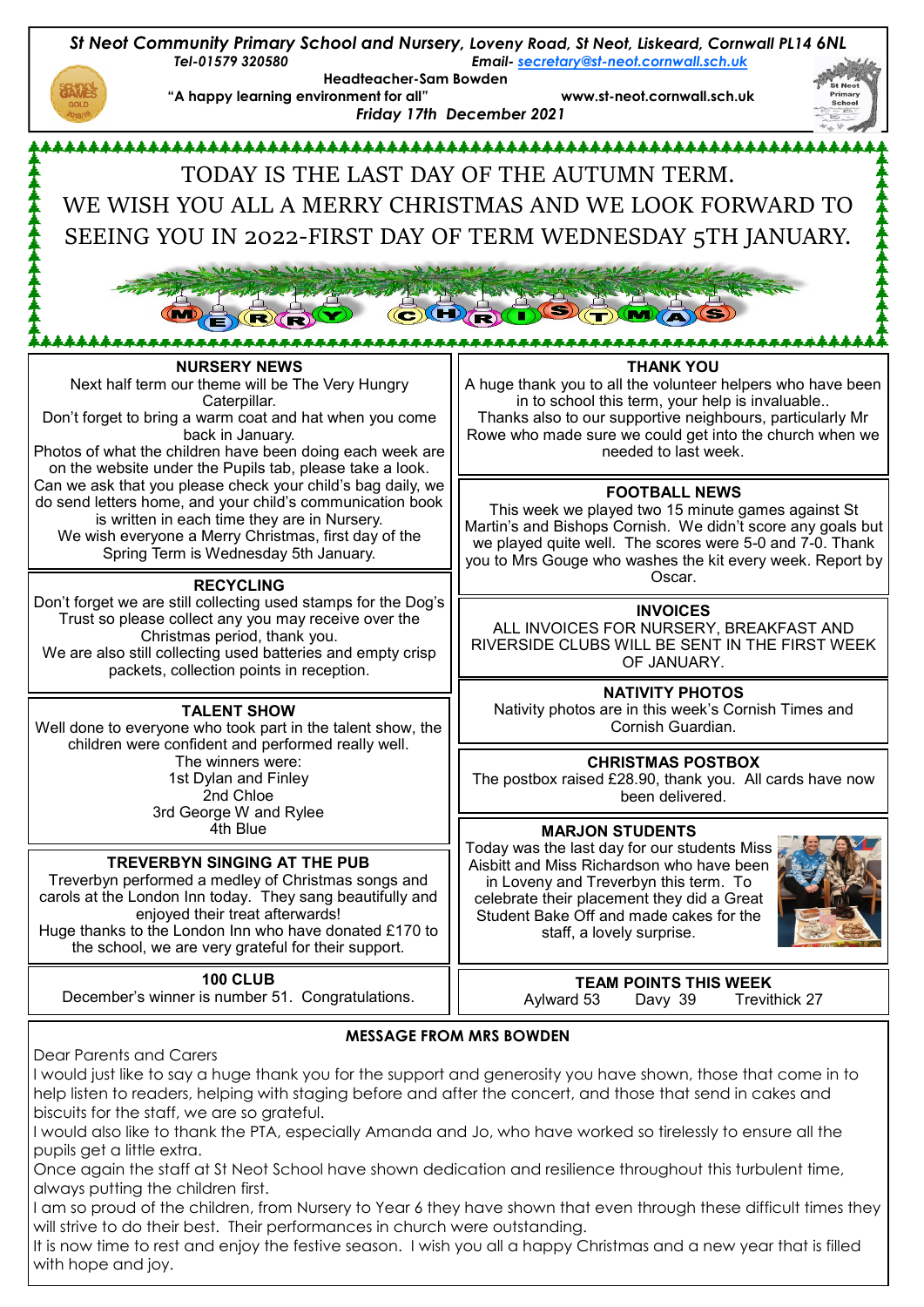*St Neot Community Primary School and Nursery, Loveny Road, St Neot, Liskeard, Cornwall PL14 6NL*

*Tel-01579 320580* *Email- secretary@st-neot.cornwall.sch.uk*

**Headteacher-Sam Bowden**

**"A happy learning environment for all"** **www.st-neot.cornwall.sch.uk**

*Friday 17th December 2021*

# TODAY IS THE LAST DAY OF THE AUTUMN TERM.
# WE WISH YOU ALL A MERRY CHRISTMAS AND WE LOOK FORWARD TO SEEING YOU IN 2022-FIRST DAY OF TERM WEDNESDAY 5TH JANUARY.

MERRY CHRISTMAS

## NURSERY NEWS

Next half term our theme will be The Very Hungry Caterpillar.

Don't forget to bring a warm coat and hat when you come back in January.

Photos of what the children have been doing each week are on the website under the Pupils tab, please take a look.

Can we ask that you please check your child's bag daily, we do send letters home, and your child's communication book is written in each time they are in Nursery.

We wish everyone a Merry Christmas, first day of the Spring Term is Wednesday 5th January.

## RECYCLING

Don't forget we are still collecting used stamps for the Dog's Trust so please collect any you may receive over the Christmas period, thank you.

We are also still collecting used batteries and empty crisp packets, collection points in reception.

## TALENT SHOW

Well done to everyone who took part in the talent show, the children were confident and performed really well.

The winners were:

1st Dylan and Finley

2nd Chloe

3rd George W and Rylee

4th Blue

## TREVERBYN SINGING AT THE PUB

Treverbyn performed a medley of Christmas songs and carols at the London Inn today. They sang beautifully and enjoyed their treat afterwards!

Huge thanks to the London Inn who have donated £170 to the school, we are very grateful for their support.

## 100 CLUB

December's winner is number 51. Congratulations.

## THANK YOU

A huge thank you to all the volunteer helpers who have been in to school this term, your help is invaluable..

Thanks also to our supportive neighbours, particularly Mr Rowe who made sure we could get into the church when we needed to last week.

## FOOTBALL NEWS

This week we played two 15 minute games against St Martin's and Bishops Cornish. We didn't score any goals but we played quite well. The scores were 5-0 and 7-0. Thank you to Mrs Gouge who washes the kit every week. Report by Oscar.

## INVOICES

ALL INVOICES FOR NURSERY, BREAKFAST AND RIVERSIDE CLUBS WILL BE SENT IN THE FIRST WEEK OF JANUARY.

## NATIVITY PHOTOS

Nativity photos are in this week's Cornish Times and Cornish Guardian.

## CHRISTMAS POSTBOX

The postbox raised £28.90, thank you. All cards have now been delivered.

## MARJON STUDENTS

Today was the last day for our students Miss Aisbitt and Miss Richardson who have been in Loveny and Treverbyn this term. To celebrate their placement they did a Great Student Bake Off and made cakes for the staff, a lovely surprise.

## TEAM POINTS THIS WEEK

Aylward 53 Davy 39 Trevithick 27

## MESSAGE FROM MRS BOWDEN

Dear Parents and Carers

I would just like to say a huge thank you for the support and generosity you have shown, those that come in to help listen to readers, helping with staging before and after the concert, and those that send in cakes and biscuits for the staff, we are so grateful.

I would also like to thank the PTA, especially Amanda and Jo, who have worked so tirelessly to ensure all the pupils get a little extra.

Once again the staff at St Neot School have shown dedication and resilience throughout this turbulent time, always putting the children first.

I am so proud of the children, from Nursery to Year 6 they have shown that even through these difficult times they will strive to do their best. Their performances in church were outstanding.

It is now time to rest and enjoy the festive season. I wish you all a happy Christmas and a new year that is filled with hope and joy.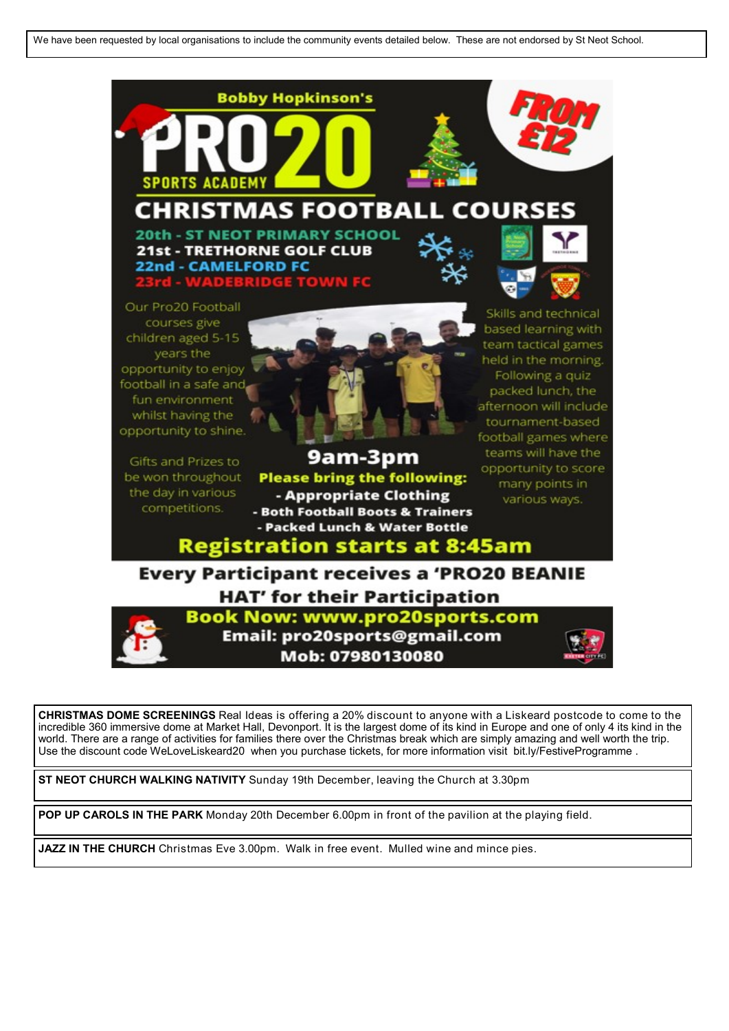We have been requested by local organisations to include the community events detailed below. These are not endorsed by St Neot School.

Bobby Hopkinson's

# PRO20 SPORTS ACADEMY

FROM £12

## CHRISTMAS FOOTBALL COURSES

20th - ST NEOT PRIMARY SCHOOL
21st - TRETHORNE GOLF CLUB
22nd - CAMELFORD FC
23rd - WADEBRIDGE TOWN FC

Our Pro20 Football courses give children aged 5-15 years the opportunity to enjoy football in a safe and fun environment whilst having the opportunity to shine.

Skills and technical based learning with team tactical games held in the morning. Following a quiz packed lunch, the afternoon will include tournament-based football games where teams will have the opportunity to score many points in various ways.

Gifts and Prizes to be won throughout the day in various competitions.

**9am-3pm**

**Please bring the following:**

- Appropriate Clothing
- Both Football Boots & Trainers
- Packed Lunch & Water Bottle

**Registration starts at 8:45am**

**Every Participant receives a 'PRO20 BEANIE HAT' for their Participation**

**Book Now: www.pro20sports.com**
**Email: pro20sports@gmail.com**
**Mob: 07980130080**

**CHRISTMAS DOME SCREENINGS** Real Ideas is offering a 20% discount to anyone with a Liskeard postcode to come to the incredible 360 immersive dome at Market Hall, Devonport. It is the largest dome of its kind in Europe and one of only 4 its kind in the world. There are a range of activities for families there over the Christmas break which are simply amazing and well worth the trip. Use the discount code WeLoveLiskeard20 when you purchase tickets, for more information visit bit.ly/FestiveProgramme .

**ST NEOT CHURCH WALKING NATIVITY** Sunday 19th December, leaving the Church at 3.30pm

**POP UP CAROLS IN THE PARK** Monday 20th December 6.00pm in front of the pavilion at the playing field.

**JAZZ IN THE CHURCH** Christmas Eve 3.00pm. Walk in free event. Mulled wine and mince pies.